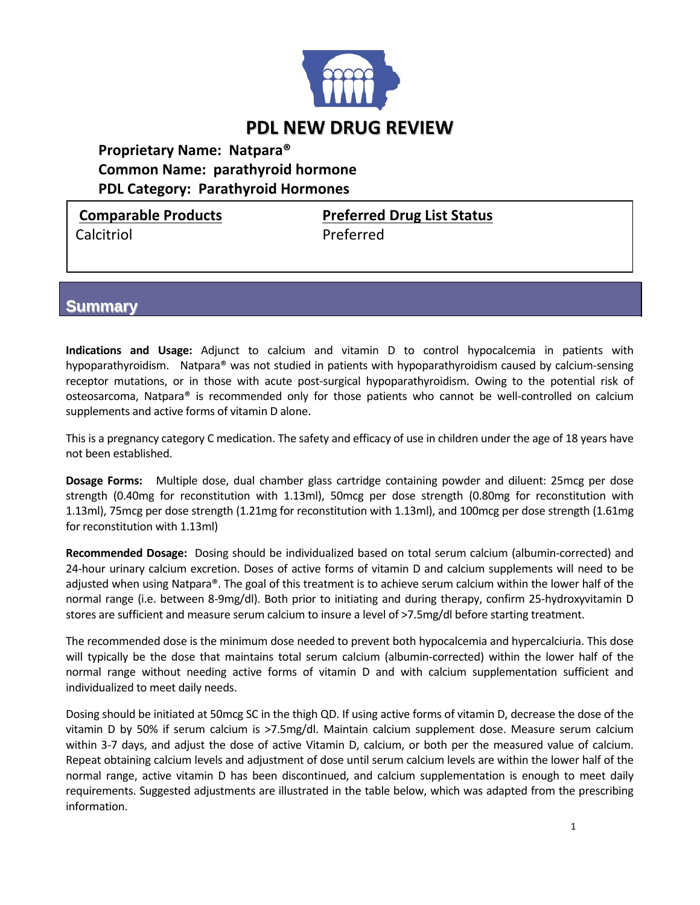# PDL NEW DRUG REVIEW

**Proprietary Name: Natpara®**
**Common Name: parathyroid hormone**
**PDL Category: Parathyroid Hormones**

| Comparable Products | Preferred Drug List Status |
|---|---|
| Calcitriol | Preferred |

## Summary

**Indications and Usage:** Adjunct to calcium and vitamin D to control hypocalcemia in patients with hypoparathyroidism. Natpara® was not studied in patients with hypoparathyroidism caused by calcium-sensing receptor mutations, or in those with acute post-surgical hypoparathyroidism. Owing to the potential risk of osteosarcoma, Natpara® is recommended only for those patients who cannot be well-controlled on calcium supplements and active forms of vitamin D alone.

This is a pregnancy category C medication. The safety and efficacy of use in children under the age of 18 years have not been established.

**Dosage Forms:** Multiple dose, dual chamber glass cartridge containing powder and diluent: 25mcg per dose strength (0.40mg for reconstitution with 1.13ml), 50mcg per dose strength (0.80mg for reconstitution with 1.13ml), 75mcg per dose strength (1.21mg for reconstitution with 1.13ml), and 100mcg per dose strength (1.61mg for reconstitution with 1.13ml)

**Recommended Dosage:** Dosing should be individualized based on total serum calcium (albumin-corrected) and 24-hour urinary calcium excretion. Doses of active forms of vitamin D and calcium supplements will need to be adjusted when using Natpara®. The goal of this treatment is to achieve serum calcium within the lower half of the normal range (i.e. between 8-9mg/dl). Both prior to initiating and during therapy, confirm 25-hydroxyvitamin D stores are sufficient and measure serum calcium to insure a level of >7.5mg/dl before starting treatment.

The recommended dose is the minimum dose needed to prevent both hypocalcemia and hypercalciuria. This dose will typically be the dose that maintains total serum calcium (albumin-corrected) within the lower half of the normal range without needing active forms of vitamin D and with calcium supplementation sufficient and individualized to meet daily needs.

Dosing should be initiated at 50mcg SC in the thigh QD. If using active forms of vitamin D, decrease the dose of the vitamin D by 50% if serum calcium is >7.5mg/dl. Maintain calcium supplement dose. Measure serum calcium within 3-7 days, and adjust the dose of active Vitamin D, calcium, or both per the measured value of calcium. Repeat obtaining calcium levels and adjustment of dose until serum calcium levels are within the lower half of the normal range, active vitamin D has been discontinued, and calcium supplementation is enough to meet daily requirements. Suggested adjustments are illustrated in the table below, which was adapted from the prescribing information.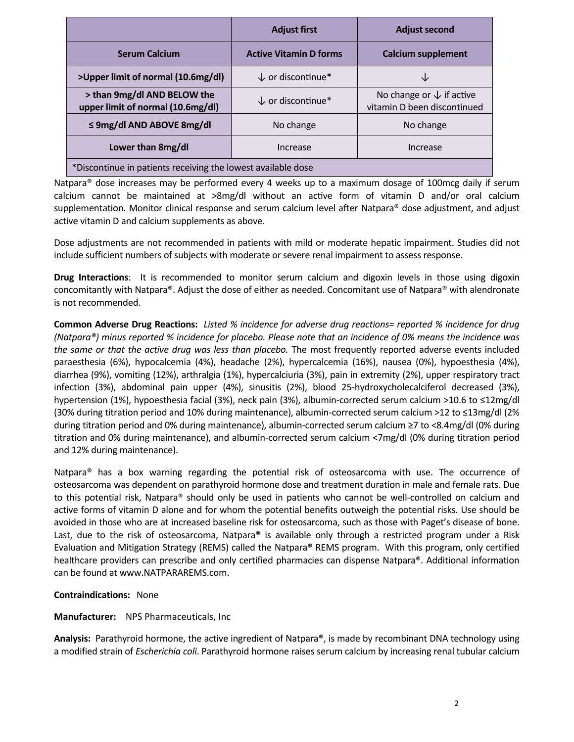| | Adjust first | Adjust second |
|---|---|---|
| **Serum Calcium** | **Active Vitamin D forms** | **Calcium supplement** |
| **>Upper limit of normal (10.6mg/dl)** | ↓ or discontinue* | ↓ |
| **> than 9mg/dl AND BELOW the upper limit of normal (10.6mg/dl)** | ↓ or discontinue* | No change or ↓ if active vitamin D been discontinued |
| **≤ 9mg/dl AND ABOVE 8mg/dl** | No change | No change |
| **Lower than 8mg/dl** | Increase | Increase |
| *Discontinue in patients receiving the lowest available dose | | |

Natpara® dose increases may be performed every 4 weeks up to a maximum dosage of 100mcg daily if serum calcium cannot be maintained at >8mg/dl without an active form of vitamin D and/or oral calcium supplementation. Monitor clinical response and serum calcium level after Natpara® dose adjustment, and adjust active vitamin D and calcium supplements as above.

Dose adjustments are not recommended in patients with mild or moderate hepatic impairment. Studies did not include sufficient numbers of subjects with moderate or severe renal impairment to assess response.

**Drug Interactions**: It is recommended to monitor serum calcium and digoxin levels in those using digoxin concomitantly with Natpara®. Adjust the dose of either as needed. Concomitant use of Natpara® with alendronate is not recommended.

**Common Adverse Drug Reactions:** *Listed % incidence for adverse drug reactions= reported % incidence for drug (Natpara®) minus reported % incidence for placebo. Please note that an incidence of 0% means the incidence was the same or that the active drug was less than placebo.* The most frequently reported adverse events included paraesthesia (6%), hypocalcemia (4%), headache (2%), hypercalcemia (16%), nausea (0%), hypoesthesia (4%), diarrhea (9%), vomiting (12%), arthralgia (1%), hypercalciuria (3%), pain in extremity (2%), upper respiratory tract infection (3%), abdominal pain upper (4%), sinusitis (2%), blood 25-hydroxycholecalciferol decreased (3%), hypertension (1%), hypoesthesia facial (3%), neck pain (3%), albumin-corrected serum calcium >10.6 to ≤12mg/dl (30% during titration period and 10% during maintenance), albumin-corrected serum calcium >12 to ≤13mg/dl (2% during titration period and 0% during maintenance), albumin-corrected serum calcium ≥7 to <8.4mg/dl (0% during titration and 0% during maintenance), and albumin-corrected serum calcium <7mg/dl (0% during titration period and 12% during maintenance).

Natpara® has a box warning regarding the potential risk of osteosarcoma with use. The occurrence of osteosarcoma was dependent on parathyroid hormone dose and treatment duration in male and female rats. Due to this potential risk, Natpara® should only be used in patients who cannot be well-controlled on calcium and active forms of vitamin D alone and for whom the potential benefits outweigh the potential risks. Use should be avoided in those who are at increased baseline risk for osteosarcoma, such as those with Paget's disease of bone. Last, due to the risk of osteosarcoma, Natpara® is available only through a restricted program under a Risk Evaluation and Mitigation Strategy (REMS) called the Natpara® REMS program. With this program, only certified healthcare providers can prescribe and only certified pharmacies can dispense Natpara®. Additional information can be found at www.NATPARAREMS.com.

**Contraindications:** None

**Manufacturer:** NPS Pharmaceuticals, Inc

**Analysis:** Parathyroid hormone, the active ingredient of Natpara®, is made by recombinant DNA technology using a modified strain of *Escherichia coli*. Parathyroid hormone raises serum calcium by increasing renal tubular calcium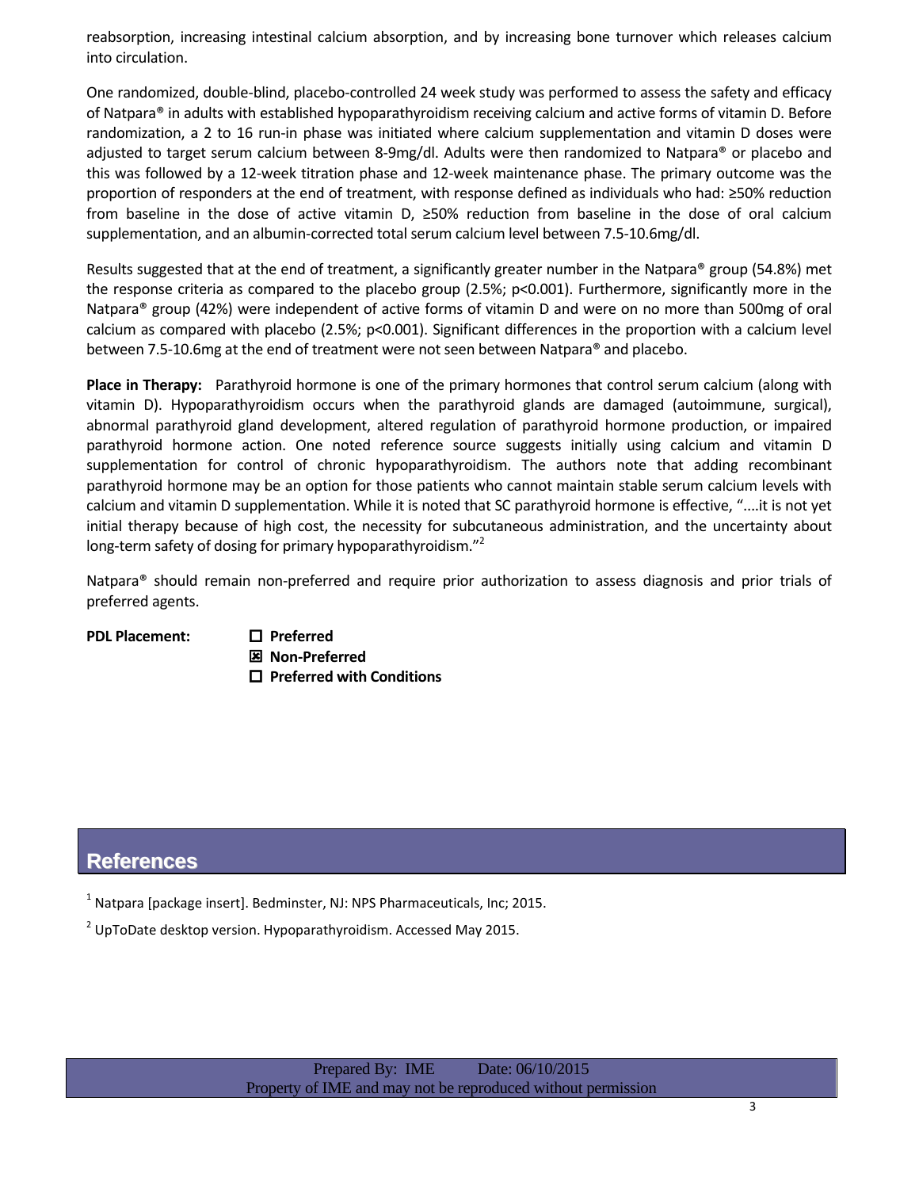reabsorption, increasing intestinal calcium absorption, and by increasing bone turnover which releases calcium into circulation.

One randomized, double-blind, placebo-controlled 24 week study was performed to assess the safety and efficacy of Natpara® in adults with established hypoparathyroidism receiving calcium and active forms of vitamin D. Before randomization, a 2 to 16 run-in phase was initiated where calcium supplementation and vitamin D doses were adjusted to target serum calcium between 8-9mg/dl. Adults were then randomized to Natpara® or placebo and this was followed by a 12-week titration phase and 12-week maintenance phase. The primary outcome was the proportion of responders at the end of treatment, with response defined as individuals who had: ≥50% reduction from baseline in the dose of active vitamin D, ≥50% reduction from baseline in the dose of oral calcium supplementation, and an albumin-corrected total serum calcium level between 7.5-10.6mg/dl.

Results suggested that at the end of treatment, a significantly greater number in the Natpara® group (54.8%) met the response criteria as compared to the placebo group (2.5%; p<0.001). Furthermore, significantly more in the Natpara® group (42%) were independent of active forms of vitamin D and were on no more than 500mg of oral calcium as compared with placebo (2.5%; p<0.001). Significant differences in the proportion with a calcium level between 7.5-10.6mg at the end of treatment were not seen between Natpara® and placebo.

**Place in Therapy:** Parathyroid hormone is one of the primary hormones that control serum calcium (along with vitamin D). Hypoparathyroidism occurs when the parathyroid glands are damaged (autoimmune, surgical), abnormal parathyroid gland development, altered regulation of parathyroid hormone production, or impaired parathyroid hormone action. One noted reference source suggests initially using calcium and vitamin D supplementation for control of chronic hypoparathyroidism. The authors note that adding recombinant parathyroid hormone may be an option for those patients who cannot maintain stable serum calcium levels with calcium and vitamin D supplementation. While it is noted that SC parathyroid hormone is effective, "....it is not yet initial therapy because of high cost, the necessity for subcutaneous administration, and the uncertainty about long-term safety of dosing for primary hypoparathyroidism."[2]

Natpara® should remain non-preferred and require prior authorization to assess diagnosis and prior trials of preferred agents.

**PDL Placement:**
- ☐ **Preferred**
- ☒ **Non-Preferred**
- ☐ **Preferred with Conditions**

## References

[1] Natpara [package insert]. Bedminster, NJ: NPS Pharmaceuticals, Inc; 2015.

[2] UpToDate desktop version. Hypoparathyroidism. Accessed May 2015.

Prepared By: IME Date: 06/10/2015
Property of IME and may not be reproduced without permission